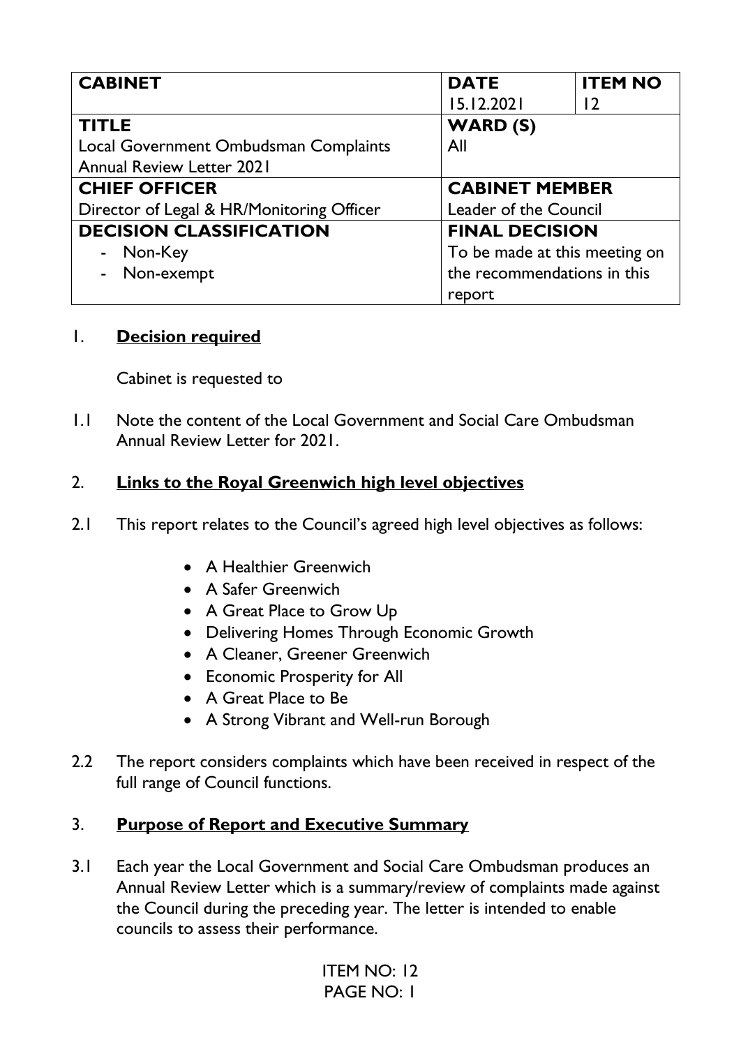| **CABINET** | **DATE**<br>15.12.2021 | **ITEM NO**<br>12 |
|---|---|---|
| **TITLE**<br>Local Government Ombudsman Complaints Annual Review Letter 2021 | **WARD (S)**<br>All | |
| **CHIEF OFFICER**<br>Director of Legal & HR/Monitoring Officer | **CABINET MEMBER**<br>Leader of the Council | |
| **DECISION CLASSIFICATION**<br>- Non-Key<br>- Non-exempt | **FINAL DECISION**<br>To be made at this meeting on the recommendations in this report | |

## 1. **Decision required**

Cabinet is requested to

1.1 Note the content of the Local Government and Social Care Ombudsman Annual Review Letter for 2021.

## 2. **Links to the Royal Greenwich high level objectives**

2.1 This report relates to the Council's agreed high level objectives as follows:

- A Healthier Greenwich
- A Safer Greenwich
- A Great Place to Grow Up
- Delivering Homes Through Economic Growth
- A Cleaner, Greener Greenwich
- Economic Prosperity for All
- A Great Place to Be
- A Strong Vibrant and Well-run Borough

2.2 The report considers complaints which have been received in respect of the full range of Council functions.

## 3. **Purpose of Report and Executive Summary**

3.1 Each year the Local Government and Social Care Ombudsman produces an Annual Review Letter which is a summary/review of complaints made against the Council during the preceding year. The letter is intended to enable councils to assess their performance.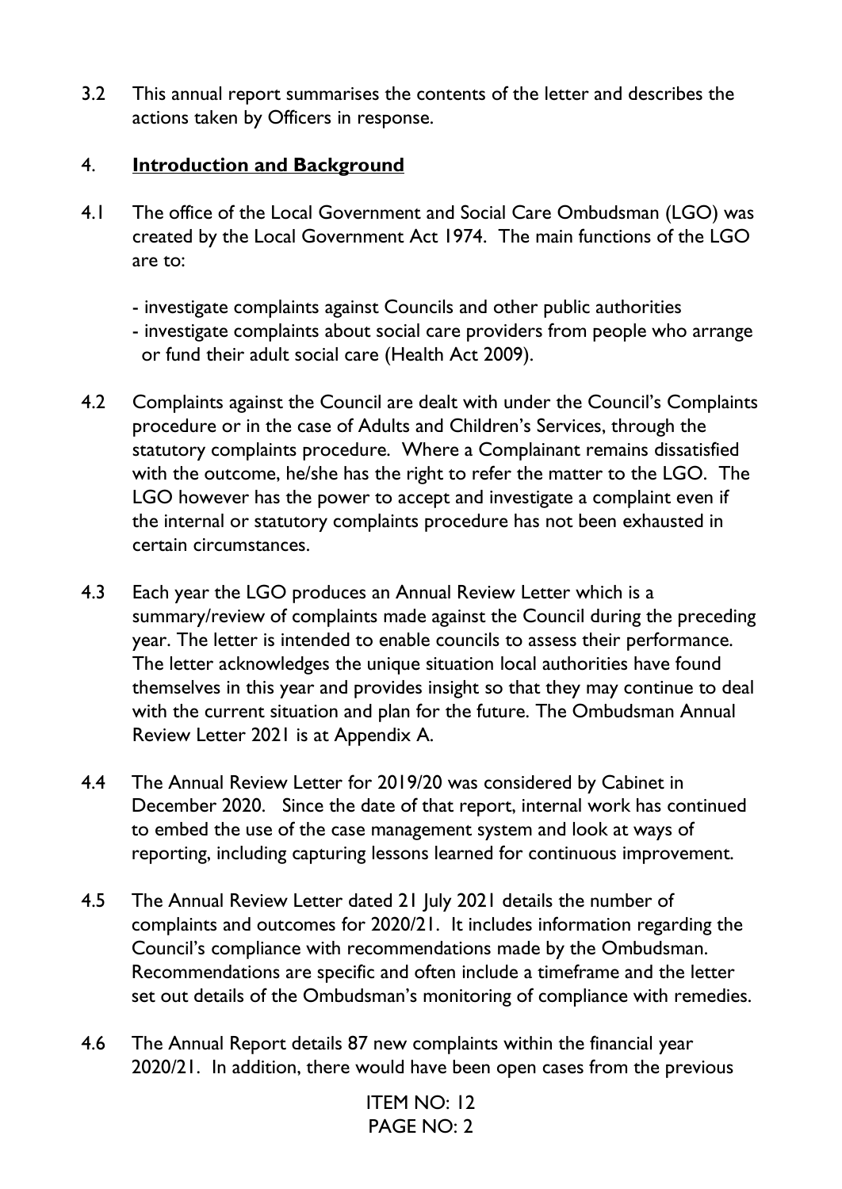3.2 This annual report summarises the contents of the letter and describes the actions taken by Officers in response.

## 4. **Introduction and Background**

4.1 The office of the Local Government and Social Care Ombudsman (LGO) was created by the Local Government Act 1974. The main functions of the LGO are to:

- investigate complaints against Councils and other public authorities
- investigate complaints about social care providers from people who arrange or fund their adult social care (Health Act 2009).

4.2 Complaints against the Council are dealt with under the Council's Complaints procedure or in the case of Adults and Children's Services, through the statutory complaints procedure. Where a Complainant remains dissatisfied with the outcome, he/she has the right to refer the matter to the LGO. The LGO however has the power to accept and investigate a complaint even if the internal or statutory complaints procedure has not been exhausted in certain circumstances.

4.3 Each year the LGO produces an Annual Review Letter which is a summary/review of complaints made against the Council during the preceding year. The letter is intended to enable councils to assess their performance. The letter acknowledges the unique situation local authorities have found themselves in this year and provides insight so that they may continue to deal with the current situation and plan for the future. The Ombudsman Annual Review Letter 2021 is at Appendix A.

4.4 The Annual Review Letter for 2019/20 was considered by Cabinet in December 2020. Since the date of that report, internal work has continued to embed the use of the case management system and look at ways of reporting, including capturing lessons learned for continuous improvement.

4.5 The Annual Review Letter dated 21 July 2021 details the number of complaints and outcomes for 2020/21. It includes information regarding the Council's compliance with recommendations made by the Ombudsman. Recommendations are specific and often include a timeframe and the letter set out details of the Ombudsman's monitoring of compliance with remedies.

4.6 The Annual Report details 87 new complaints within the financial year 2020/21. In addition, there would have been open cases from the previous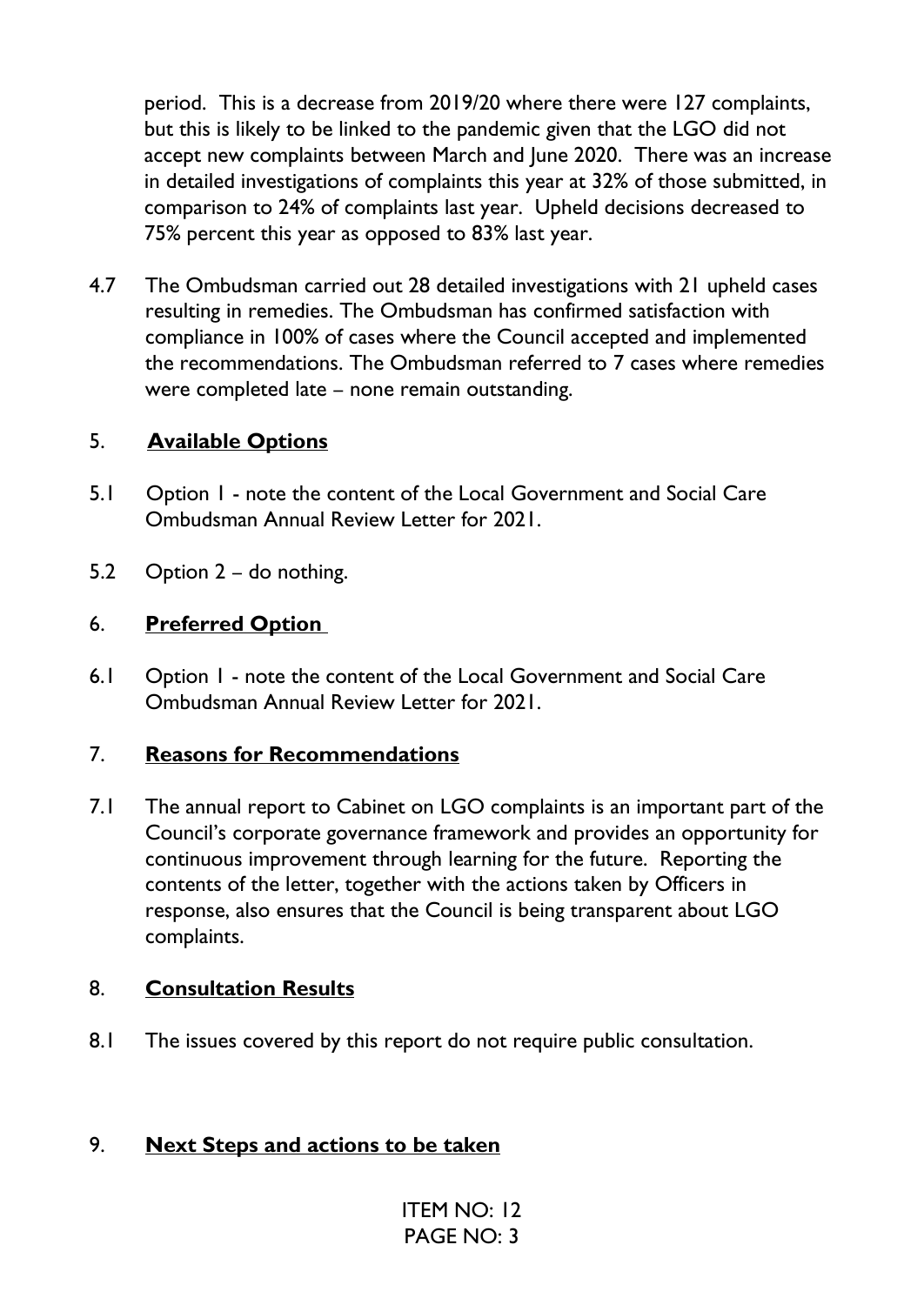period. This is a decrease from 2019/20 where there were 127 complaints, but this is likely to be linked to the pandemic given that the LGO did not accept new complaints between March and June 2020. There was an increase in detailed investigations of complaints this year at 32% of those submitted, in comparison to 24% of complaints last year. Upheld decisions decreased to 75% percent this year as opposed to 83% last year.

4.7 The Ombudsman carried out 28 detailed investigations with 21 upheld cases resulting in remedies. The Ombudsman has confirmed satisfaction with compliance in 100% of cases where the Council accepted and implemented the recommendations. The Ombudsman referred to 7 cases where remedies were completed late – none remain outstanding.

## 5. Available Options

5.1 Option 1 - note the content of the Local Government and Social Care Ombudsman Annual Review Letter for 2021.

5.2 Option 2 – do nothing.

## 6. Preferred Option

6.1 Option 1 - note the content of the Local Government and Social Care Ombudsman Annual Review Letter for 2021.

## 7. Reasons for Recommendations

7.1 The annual report to Cabinet on LGO complaints is an important part of the Council's corporate governance framework and provides an opportunity for continuous improvement through learning for the future. Reporting the contents of the letter, together with the actions taken by Officers in response, also ensures that the Council is being transparent about LGO complaints.

## 8. Consultation Results

8.1 The issues covered by this report do not require public consultation.

## 9. Next Steps and actions to be taken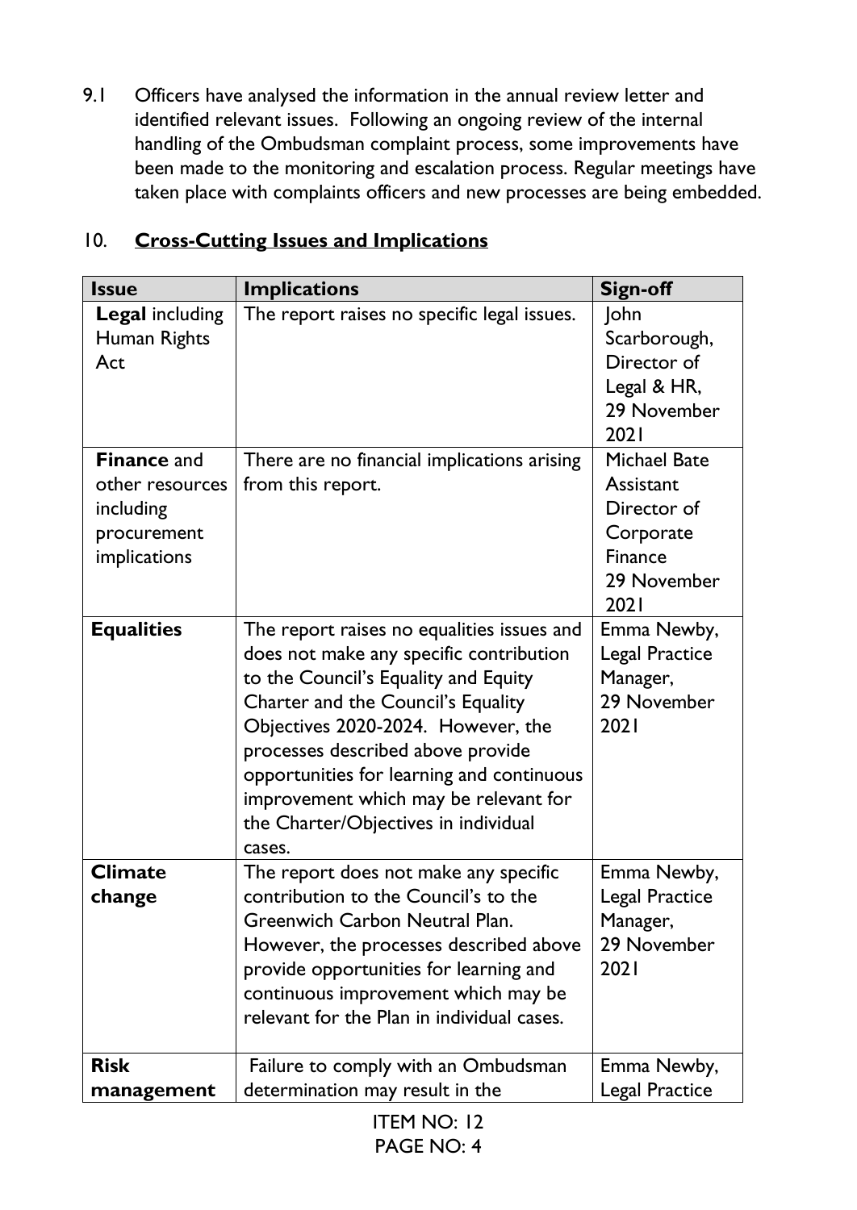9.1 Officers have analysed the information in the annual review letter and identified relevant issues. Following an ongoing review of the internal handling of the Ombudsman complaint process, some improvements have been made to the monitoring and escalation process. Regular meetings have taken place with complaints officers and new processes are being embedded.

## 10. <u>Cross-Cutting Issues and Implications</u>

| Issue | Implications | Sign-off |
|---|---|---|
| **Legal** including Human Rights Act | The report raises no specific legal issues. | John Scarborough, Director of Legal & HR, 29 November 2021 |
| **Finance** and other resources including procurement implications | There are no financial implications arising from this report. | Michael Bate Assistant Director of Corporate Finance 29 November 2021 |
| **Equalities** | The report raises no equalities issues and does not make any specific contribution to the Council's Equality and Equity Charter and the Council's Equality Objectives 2020-2024. However, the processes described above provide opportunities for learning and continuous improvement which may be relevant for the Charter/Objectives in individual cases. | Emma Newby, Legal Practice Manager, 29 November 2021 |
| **Climate change** | The report does not make any specific contribution to the Council's to the Greenwich Carbon Neutral Plan. However, the processes described above provide opportunities for learning and continuous improvement which may be relevant for the Plan in individual cases. | Emma Newby, Legal Practice Manager, 29 November 2021 |
| **Risk management** | Failure to comply with an Ombudsman determination may result in the | Emma Newby, Legal Practice |

ITEM NO: 12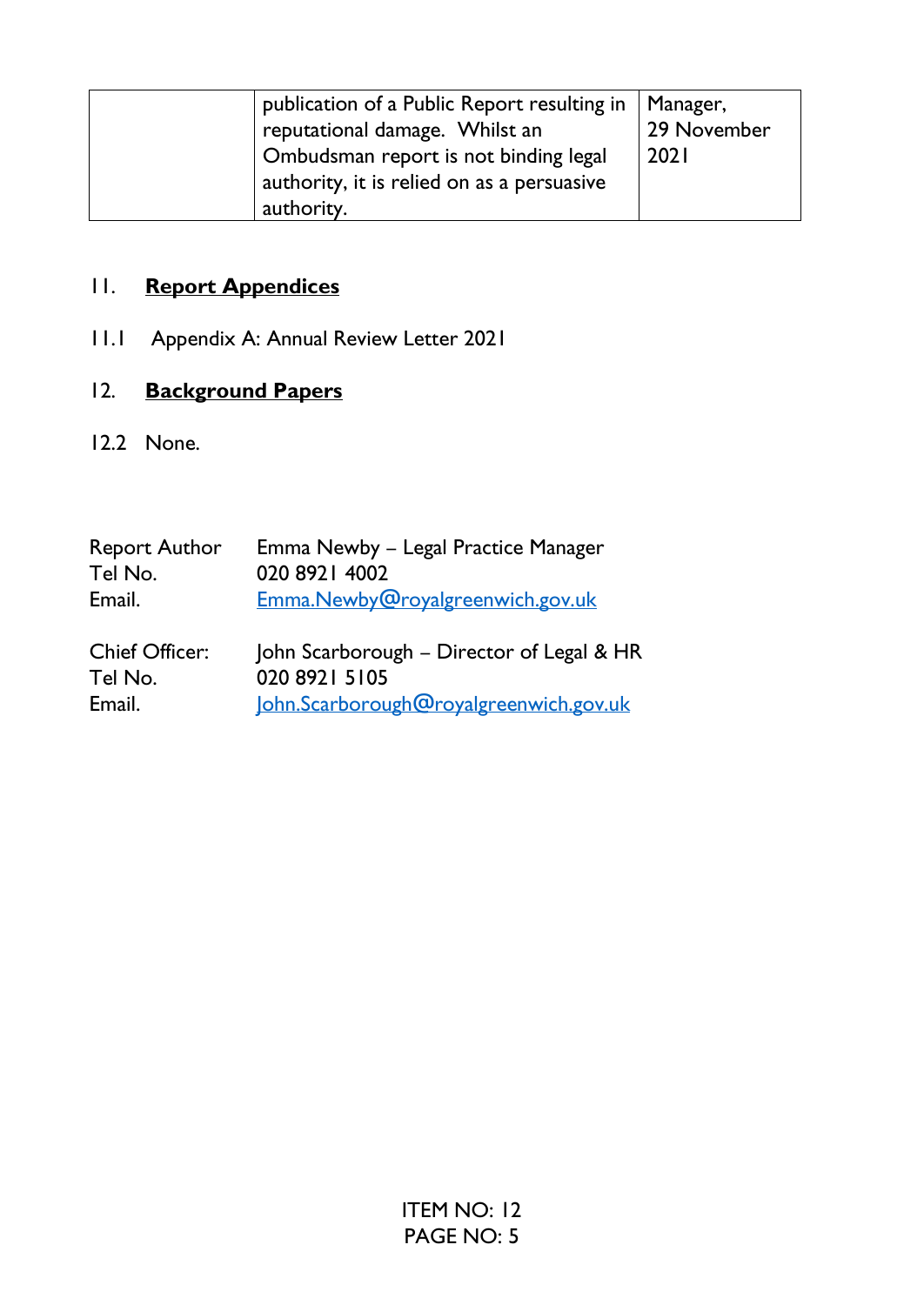| | | |
|---|---|---|
| | publication of a Public Report resulting in reputational damage. Whilst an Ombudsman report is not binding legal authority, it is relied on as a persuasive authority. | Manager, 29 November 2021 |

## 11. **Report Appendices**

11.1 Appendix A: Annual Review Letter 2021

## 12. **Background Papers**

12.2 None.

| | |
|---|---|
| Report Author | Emma Newby – Legal Practice Manager |
| Tel No. | 020 8921 4002 |
| Email. | Emma.Newby@royalgreenwich.gov.uk |
| | |
| Chief Officer: | John Scarborough – Director of Legal & HR |
| Tel No. | 020 8921 5105 |
| Email. | John.Scarborough@royalgreenwich.gov.uk |

ITEM NO: 12